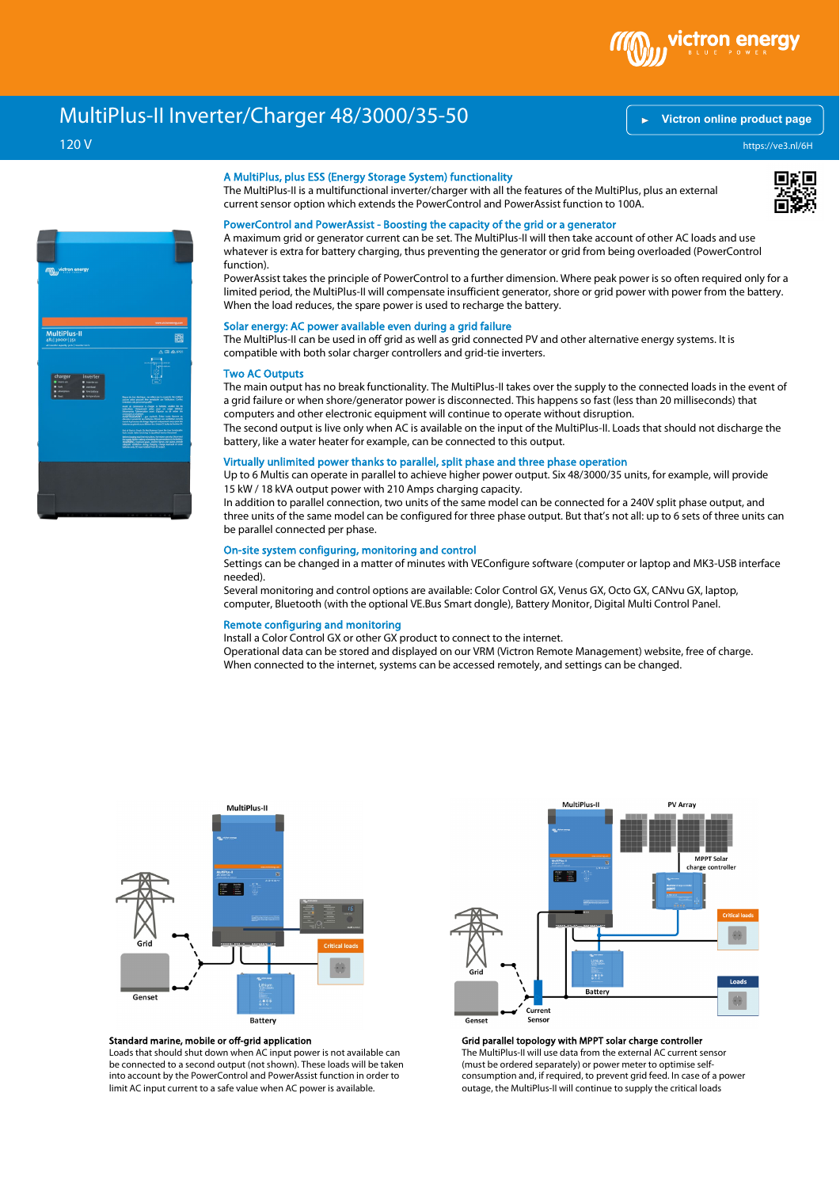# MultiPlus-II Inverter/Charger 48/3000/35-50

120 V

Victron online product page

https://ve3.nl/6H

## A MultiPlus, plus ESS (Energy Storage System) functionality

The MultiPlus-II is a multifunctional inverter/charger with all the features of the MultiPlus, plus an external current sensor option which extends the PowerControl and PowerAssist function to 100A.

## PowerControl and PowerAssist - Boosting the capacity of the grid or a generator

A maximum grid or generator current can be set. The MultiPlus-II will then take account of other AC loads and use whatever is extra for battery charging, thus preventing the generator or grid from being overloaded (PowerControl function).

PowerAssist takes the principle of PowerControl to a further dimension. Where peak power is so often required only for a limited period, the MultiPlus-II will compensate insufficient generator, shore or grid power with power from the battery. When the load reduces, the spare power is used to recharge the battery.

## Solar energy: AC power available even during a grid failure

The MultiPlus-II can be used in off grid as well as grid connected PV and other alternative energy systems. It is compatible with both solar charger controllers and grid-tie inverters.

## Two AC Outputs

The main output has no break functionality. The MultiPlus-II takes over the supply to the connected loads in the event of a grid failure or when shore/generator power is disconnected. This happens so fast (less than 20 milliseconds) that computers and other electronic equipment will continue to operate without disruption.

The second output is live only when AC is available on the input of the MultiPlus-II. Loads that should not discharge the battery, like a water heater for example, can be connected to this output.

## Virtually unlimited power thanks to parallel, split phase and three phase operation

Up to 6 Multis can operate in parallel to achieve higher power output. Six 48/3000/35 units, for example, will provide 15 kW / 18 kVA output power with 210 Amps charging capacity.

In addition to parallel connection, two units of the same model can be connected for a 240V split phase output, and three units of the same model can be configured for three phase output. But that's not all: up to 6 sets of three units can be parallel connected per phase.

## On-site system configuring, monitoring and control

Settings can be changed in a matter of minutes with VEConfigure software (computer or laptop and MK3-USB interface needed).

Several monitoring and control options are available: Color Control GX, Venus GX, Octo GX, CANvu GX, laptop, computer, Bluetooth (with the optional VE.Bus Smart dongle), Battery Monitor, Digital Multi Control Panel.

## Remote configuring and monitoring

Install a Color Control GX or other GX product to connect to the internet.

Operational data can be stored and displayed on our VRM (Victron Remote Management) website, free of charge.

When connected to the internet, systems can be accessed remotely, and settings can be changed.

**Standard marine, mobile or off-grid application**

Loads that should shut down when AC input power is not available can be connected to a second output (not shown). These loads will be taken into account by the PowerControl and PowerAssist function in order to limit AC input current to a safe value when AC power is available.

**Grid parallel topology with MPPT solar charge controller**

The MultiPlus-II will use data from the external AC current sensor (must be ordered separately) or power meter to optimise self-consumption and, if required, to prevent grid feed. In case of a power outage, the MultiPlus-II will continue to supply the critical loads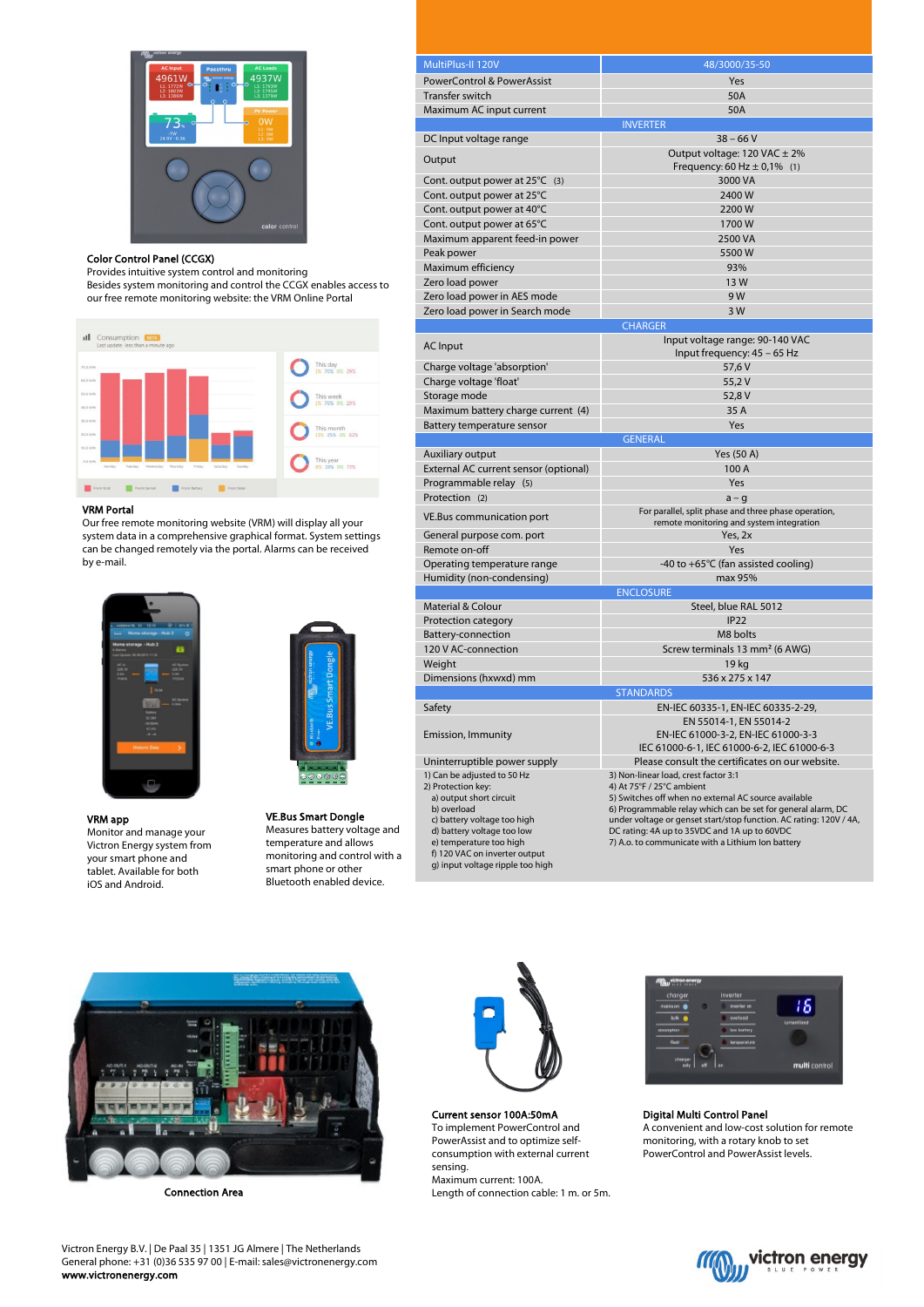### Color Control Panel (CCGX)

Provides intuitive system control and monitoring
Besides system monitoring and control the CCGX enables access to our free remote monitoring website: the VRM Online Portal

### VRM Portal

Our free remote monitoring website (VRM) will display all your system data in a comprehensive graphical format. System settings can be changed remotely via the portal. Alarms can be received by e-mail.

### VRM app

Monitor and manage your Victron Energy system from your smart phone and tablet. Available for both iOS and Android.

### VE.Bus Smart Dongle

Measures battery voltage and temperature and allows monitoring and control with a smart phone or other Bluetooth enabled device.

| MultiPlus-II 120V | 48/3000/35-50 |
|---|---|
| PowerControl & PowerAssist | Yes |
| Transfer switch | 50A |
| Maximum AC input current | 50A |
| **INVERTER** | |
| DC Input voltage range | 38 – 66 V |
| Output | Output voltage: 120 VAC ± 2%<br>Frequency: 60 Hz ± 0,1% (1) |
| Cont. output power at 25°C (3) | 3000 VA |
| Cont. output power at 25°C | 2400 W |
| Cont. output power at 40°C | 2200 W |
| Cont. output power at 65°C | 1700 W |
| Maximum apparent feed-in power | 2500 VA |
| Peak power | 5500 W |
| Maximum efficiency | 93% |
| Zero load power | 13 W |
| Zero load power in AES mode | 9 W |
| Zero load power in Search mode | 3 W |
| **CHARGER** | |
| AC Input | Input voltage range: 90-140 VAC<br>Input frequency: 45 – 65 Hz |
| Charge voltage 'absorption' | 57,6 V |
| Charge voltage 'float' | 55,2 V |
| Storage mode | 52,8 V |
| Maximum battery charge current (4) | 35 A |
| Battery temperature sensor | Yes |
| **GENERAL** | |
| Auxiliary output | Yes (50 A) |
| External AC current sensor (optional) | 100 A |
| Programmable relay (5) | Yes |
| Protection (2) | a – g |
| VE.Bus communication port | For parallel, split phase and three phase operation, remote monitoring and system integration |
| General purpose com. port | Yes, 2x |
| Remote on-off | Yes |
| Operating temperature range | -40 to +65°C (fan assisted cooling) |
| Humidity (non-condensing) | max 95% |
| **ENCLOSURE** | |
| Material & Colour | Steel, blue RAL 5012 |
| Protection category | IP22 |
| Battery-connection | M8 bolts |
| 120 V AC-connection | Screw terminals 13 mm² (6 AWG) |
| Weight | 19 kg |
| Dimensions (hxwxd) mm | 536 x 275 x 147 |
| **STANDARDS** | |
| Safety | EN-IEC 60335-1, EN-IEC 60335-2-29, |
| Emission, Immunity | EN 55014-1, EN 55014-2<br>EN-IEC 61000-3-2, EN-IEC 61000-3-3<br>IEC 61000-6-1, IEC 61000-6-2, IEC 61000-6-3 |
| Uninterruptible power supply | Please consult the certificates on our website. |

1) Can be adjusted to 50 Hz
2) Protection key:
 a) output short circuit
 b) overload
 c) battery voltage too high
 d) battery voltage too low
 e) temperature too high
 f) 120 VAC on inverter output
 g) input voltage ripple too high
3) Non-linear load, crest factor 3:1
4) At 75°F / 25°C ambient
5) Switches off when no external AC source available
6) Programmable relay which can be set for general alarm, DC under voltage or genset start/stop function. AC rating: 120V / 4A, DC rating: 4A up to 35VDC and 1A up to 60VDC
7) A.o. to communicate with a Lithium Ion battery

Connection Area

### Current sensor 100A:50mA

To implement PowerControl and PowerAssist and to optimize self-consumption with external current sensing.
Maximum current: 100A.
Length of connection cable: 1 m. or 5m.

### Digital Multi Control Panel

A convenient and low-cost solution for remote monitoring, with a rotary knob to set PowerControl and PowerAssist levels.

Victron Energy B.V. | De Paal 35 | 1351 JG Almere | The Netherlands
General phone: +31 (0)36 535 97 00 | E-mail: sales@victronenergy.com
**www.victronenergy.com**